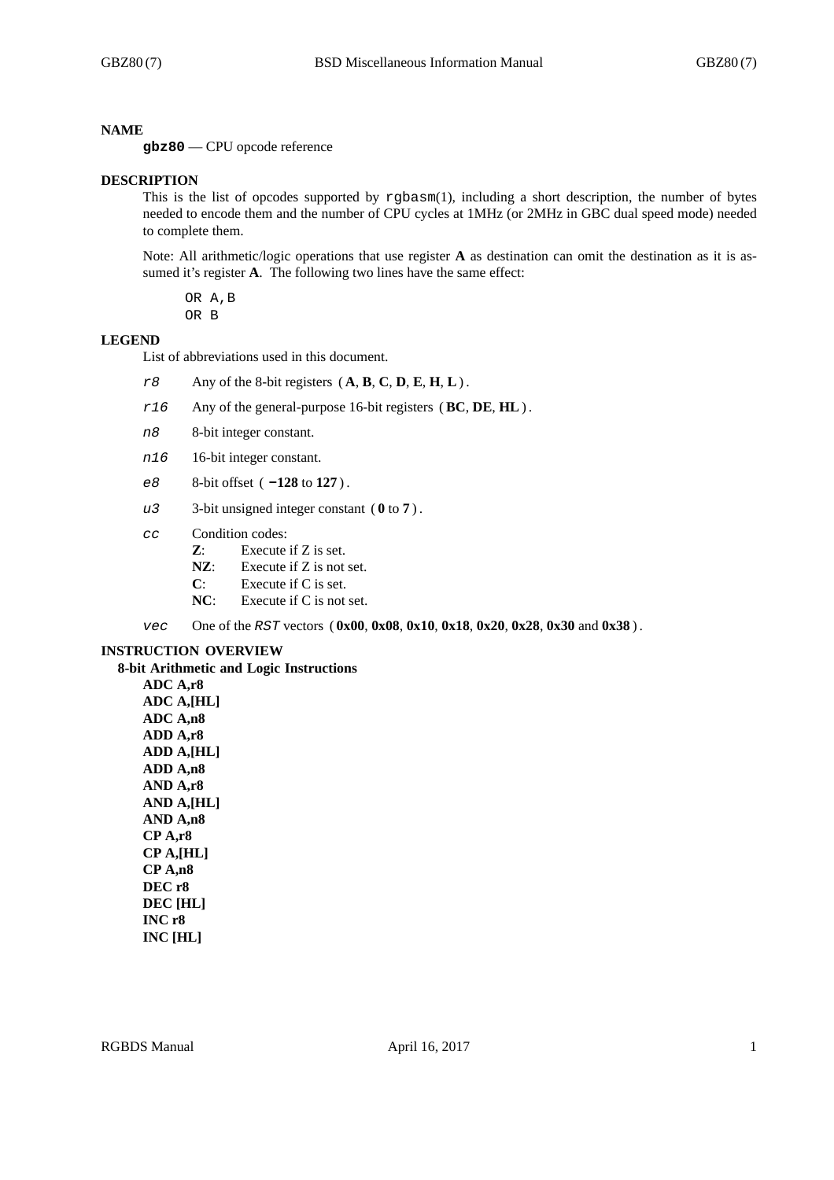## NAME

**gbz80** — CPU opcode reference

## DESCRIPTION

This is the list of opcodes supported by `rgbasm`(1), including a short description, the number of bytes needed to encode them and the number of CPU cycles at 1MHz (or 2MHz in GBC dual speed mode) needed to complete them.

Note: All arithmetic/logic operations that use register **A** as destination can omit the destination as it is assumed it's register **A**. The following two lines have the same effect:

```
OR A,B
OR B
```

## LEGEND

List of abbreviations used in this document.

- *r8* — Any of the 8-bit registers ( **A**, **B**, **C**, **D**, **E**, **H**, **L** ).
- *r16* — Any of the general-purpose 16-bit registers ( **BC**, **DE**, **HL** ).
- *n8* — 8-bit integer constant.
- *n16* — 16-bit integer constant.
- *e8* — 8-bit offset ( **−128** to **127** ).
- *u3* — 3-bit unsigned integer constant ( **0** to **7** ).
- *cc* — Condition codes:
  - **Z**: Execute if Z is set.
  - **NZ**: Execute if Z is not set.
  - **C**: Execute if C is set.
  - **NC**: Execute if C is not set.
- *vec* — One of the *RST* vectors ( **0x00**, **0x08**, **0x10**, **0x18**, **0x20**, **0x28**, **0x30** and **0x38** ).

## INSTRUCTION OVERVIEW

### 8-bit Arithmetic and Logic Instructions

**ADC A,r8**
**ADC A,[HL]**
**ADC A,n8**
**ADD A,r8**
**ADD A,[HL]**
**ADD A,n8**
**AND A,r8**
**AND A,[HL]**
**AND A,n8**
**CP A,r8**
**CP A,[HL]**
**CP A,n8**
**DEC r8**
**DEC [HL]**
**INC r8**
**INC [HL]**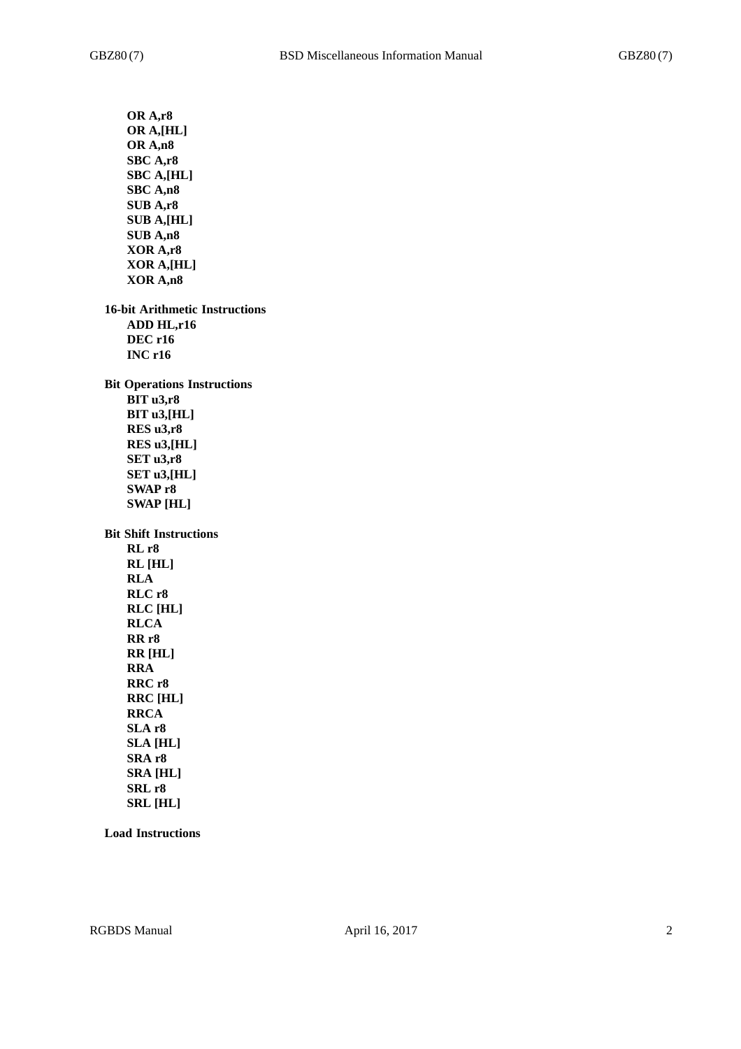**OR A,r8**
**OR A,[HL]**
**OR A,n8**
**SBC A,r8**
**SBC A,[HL]**
**SBC A,n8**
**SUB A,r8**
**SUB A,[HL]**
**SUB A,n8**
**XOR A,r8**
**XOR A,[HL]**
**XOR A,n8**

### 16-bit Arithmetic Instructions

**ADD HL,r16**
**DEC r16**
**INC r16**

### Bit Operations Instructions

**BIT u3,r8**
**BIT u3,[HL]**
**RES u3,r8**
**RES u3,[HL]**
**SET u3,r8**
**SET u3,[HL]**
**SWAP r8**
**SWAP [HL]**

### Bit Shift Instructions

**RL r8**
**RL [HL]**
**RLA**
**RLC r8**
**RLC [HL]**
**RLCA**
**RR r8**
**RR [HL]**
**RRA**
**RRC r8**
**RRC [HL]**
**RRCA**
**SLA r8**
**SLA [HL]**
**SRA r8**
**SRA [HL]**
**SRL r8**
**SRL [HL]**

### Load Instructions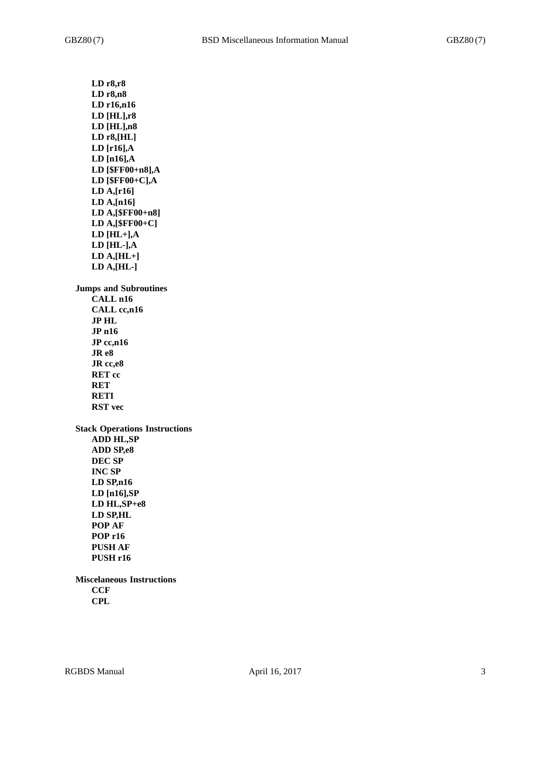**LD r8,r8**
**LD r8,n8**
**LD r16,n16**
**LD [HL],r8**
**LD [HL],n8**
**LD r8,[HL]**
**LD [r16],A**
**LD [n16],A**
**LD [$FF00+n8],A**
**LD [$FF00+C],A**
**LD A,[r16]**
**LD A,[n16]**
**LD A,[$FF00+n8]**
**LD A,[$FF00+C]**
**LD [HL+],A**
**LD [HL-],A**
**LD A,[HL+]**
**LD A,[HL-]**

**Jumps and Subroutines**

**CALL n16**
**CALL cc,n16**
**JP HL**
**JP n16**
**JP cc,n16**
**JR e8**
**JR cc,e8**
**RET cc**
**RET**
**RETI**
**RST vec**

**Stack Operations Instructions**

**ADD HL,SP**
**ADD SP,e8**
**DEC SP**
**INC SP**
**LD SP,n16**
**LD [n16],SP**
**LD HL,SP+e8**
**LD SP,HL**
**POP AF**
**POP r16**
**PUSH AF**
**PUSH r16**

**Miscelaneous Instructions**

**CCF**
**CPL**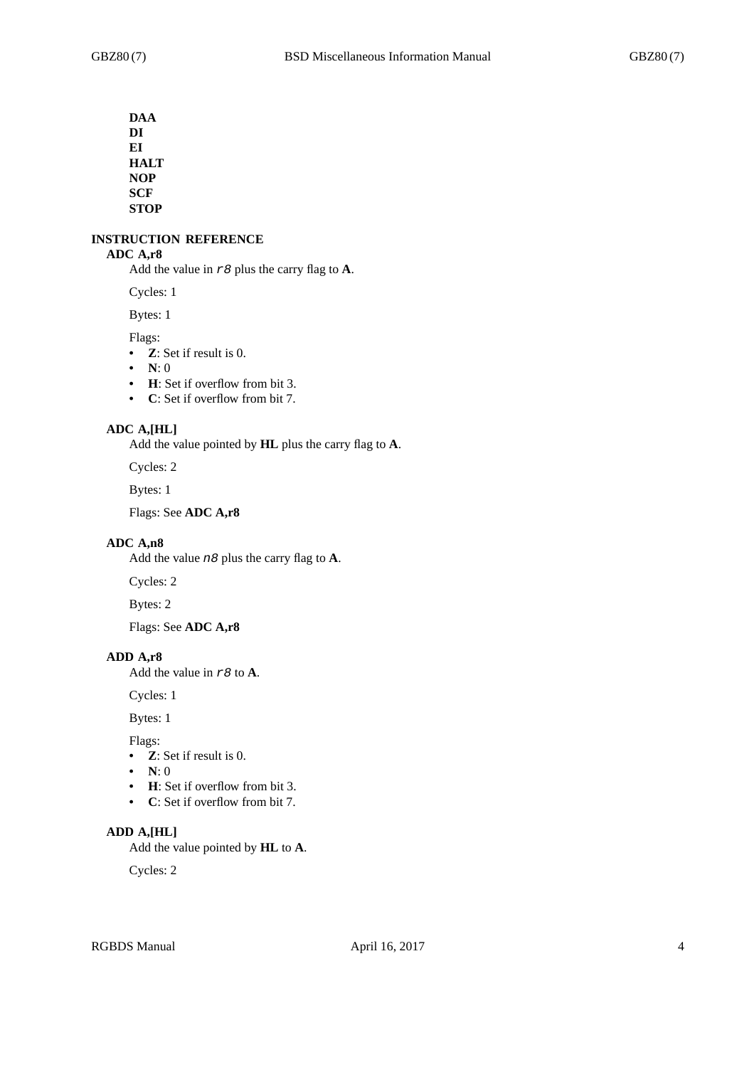**DAA**
**DI**
**EI**
**HALT**
**NOP**
**SCF**
**STOP**

## INSTRUCTION REFERENCE

### ADC A,r8

Add the value in *r8* plus the carry flag to **A**.

Cycles: 1

Bytes: 1

Flags:

- **Z**: Set if result is 0.
- **N**: 0
- **H**: Set if overflow from bit 3.
- **C**: Set if overflow from bit 7.

### ADC A,[HL]

Add the value pointed by **HL** plus the carry flag to **A**.

Cycles: 2

Bytes: 1

Flags: See **ADC A,r8**

### ADC A,n8

Add the value *n8* plus the carry flag to **A**.

Cycles: 2

Bytes: 2

Flags: See **ADC A,r8**

### ADD A,r8

Add the value in *r8* to **A**.

Cycles: 1

Bytes: 1

Flags:

- **Z**: Set if result is 0.
- **N**: 0
- **H**: Set if overflow from bit 3.
- **C**: Set if overflow from bit 7.

### ADD A,[HL]

Add the value pointed by **HL** to **A**.

Cycles: 2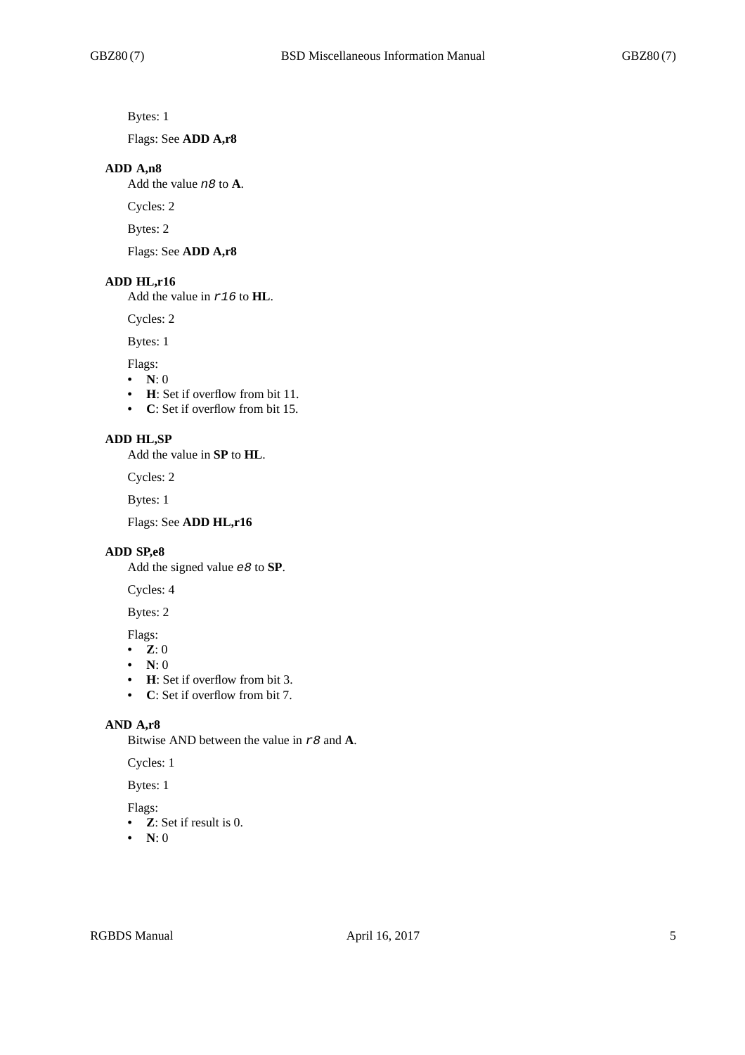Bytes: 1

Flags: See **ADD A,r8**

**ADD A,n8**

Add the value *n8* to **A**.

Cycles: 2

Bytes: 2

Flags: See **ADD A,r8**

**ADD HL,r16**

Add the value in *r16* to **HL**.

Cycles: 2

Bytes: 1

Flags:

- **N**: 0
- **H**: Set if overflow from bit 11.
- **C**: Set if overflow from bit 15.

**ADD HL,SP**

Add the value in **SP** to **HL**.

Cycles: 2

Bytes: 1

Flags: See **ADD HL,r16**

**ADD SP,e8**

Add the signed value *e8* to **SP**.

Cycles: 4

Bytes: 2

Flags:

- **Z**: 0
- **N**: 0
- **H**: Set if overflow from bit 3.
- **C**: Set if overflow from bit 7.

**AND A,r8**

Bitwise AND between the value in *r8* and **A**.

Cycles: 1

Bytes: 1

Flags:

- **Z**: Set if result is 0.
- **N**: 0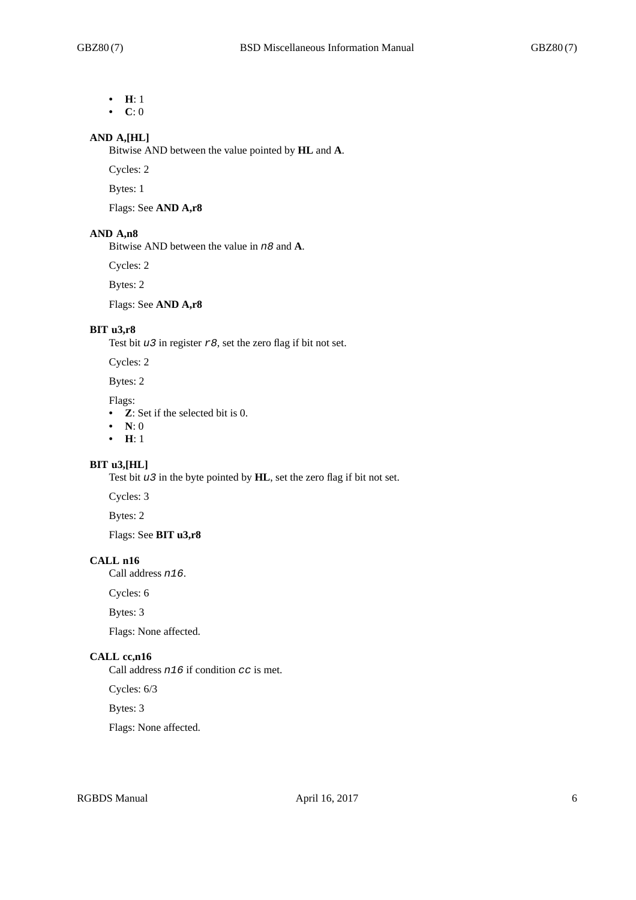- **H**: 1
- **C**: 0

### AND A,[HL]

Bitwise AND between the value pointed by **HL** and **A**.

Cycles: 2

Bytes: 1

Flags: See **AND A,r8**

### AND A,n8

Bitwise AND between the value in `n8` and **A**.

Cycles: 2

Bytes: 2

Flags: See **AND A,r8**

### BIT u3,r8

Test bit `u3` in register `r8`, set the zero flag if bit not set.

Cycles: 2

Bytes: 2

Flags:

- **Z**: Set if the selected bit is 0.
- **N**: 0
- **H**: 1

### BIT u3,[HL]

Test bit `u3` in the byte pointed by **HL**, set the zero flag if bit not set.

Cycles: 3

Bytes: 2

Flags: See **BIT u3,r8**

### CALL n16

Call address `n16`.

Cycles: 6

Bytes: 3

Flags: None affected.

### CALL cc,n16

Call address `n16` if condition `cc` is met.

Cycles: 6/3

Bytes: 3

Flags: None affected.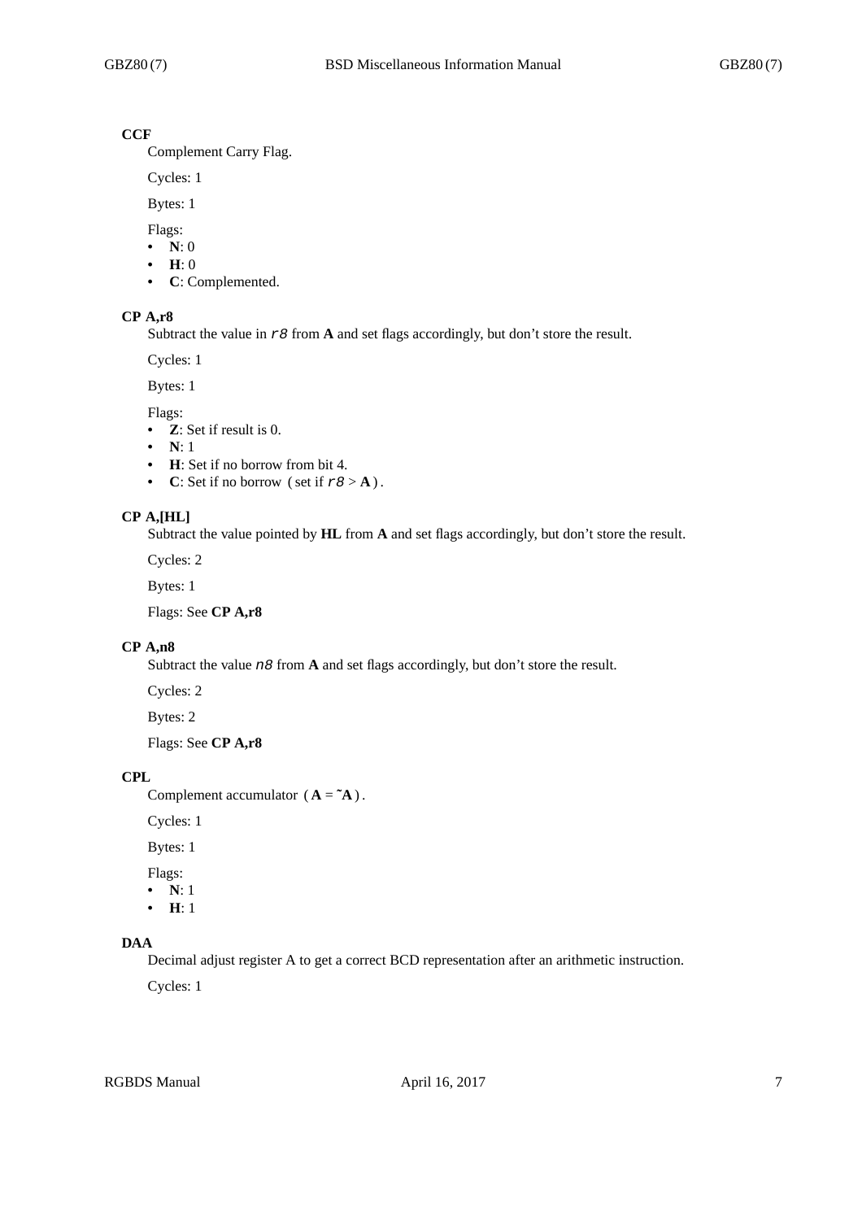### CCF

Complement Carry Flag.

Cycles: 1

Bytes: 1

Flags:

- **N**: 0
- **H**: 0
- **C**: Complemented.

### CP A,r8

Subtract the value in *r8* from **A** and set flags accordingly, but don't store the result.

Cycles: 1

Bytes: 1

Flags:

- **Z**: Set if result is 0.
- **N**: 1
- **H**: Set if no borrow from bit 4.
- **C**: Set if no borrow (set if *r8* > **A**).

### CP A,[HL]

Subtract the value pointed by **HL** from **A** and set flags accordingly, but don't store the result.

Cycles: 2

Bytes: 1

Flags: See **CP A,r8**

### CP A,n8

Subtract the value *n8* from **A** and set flags accordingly, but don't store the result.

Cycles: 2

Bytes: 2

Flags: See **CP A,r8**

### CPL

Complement accumulator (**A** = ~**A**).

Cycles: 1

Bytes: 1

Flags:

- **N**: 1
- **H**: 1

### DAA

Decimal adjust register A to get a correct BCD representation after an arithmetic instruction.

Cycles: 1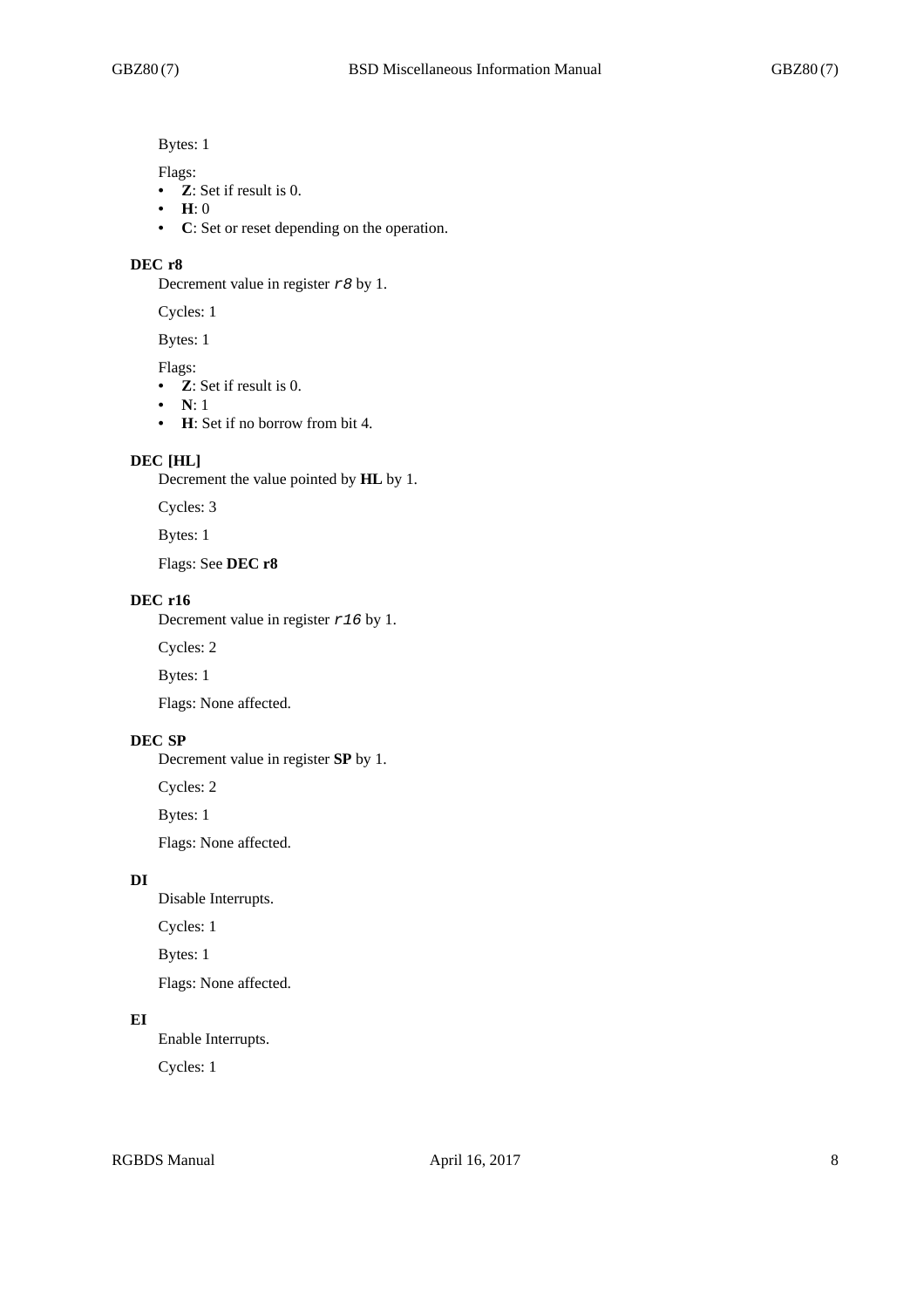Bytes: 1

Flags:

- **Z**: Set if result is 0.
- **H**: 0
- **C**: Set or reset depending on the operation.

**DEC r8**

Decrement value in register *r8* by 1.

Cycles: 1

Bytes: 1

Flags:

- **Z**: Set if result is 0.
- **N**: 1
- **H**: Set if no borrow from bit 4.

**DEC [HL]**

Decrement the value pointed by **HL** by 1.

Cycles: 3

Bytes: 1

Flags: See **DEC r8**

**DEC r16**

Decrement value in register *r16* by 1.

Cycles: 2

Bytes: 1

Flags: None affected.

**DEC SP**

Decrement value in register **SP** by 1.

Cycles: 2

Bytes: 1

Flags: None affected.

**DI**

Disable Interrupts.

Cycles: 1

Bytes: 1

Flags: None affected.

**EI**

Enable Interrupts.

Cycles: 1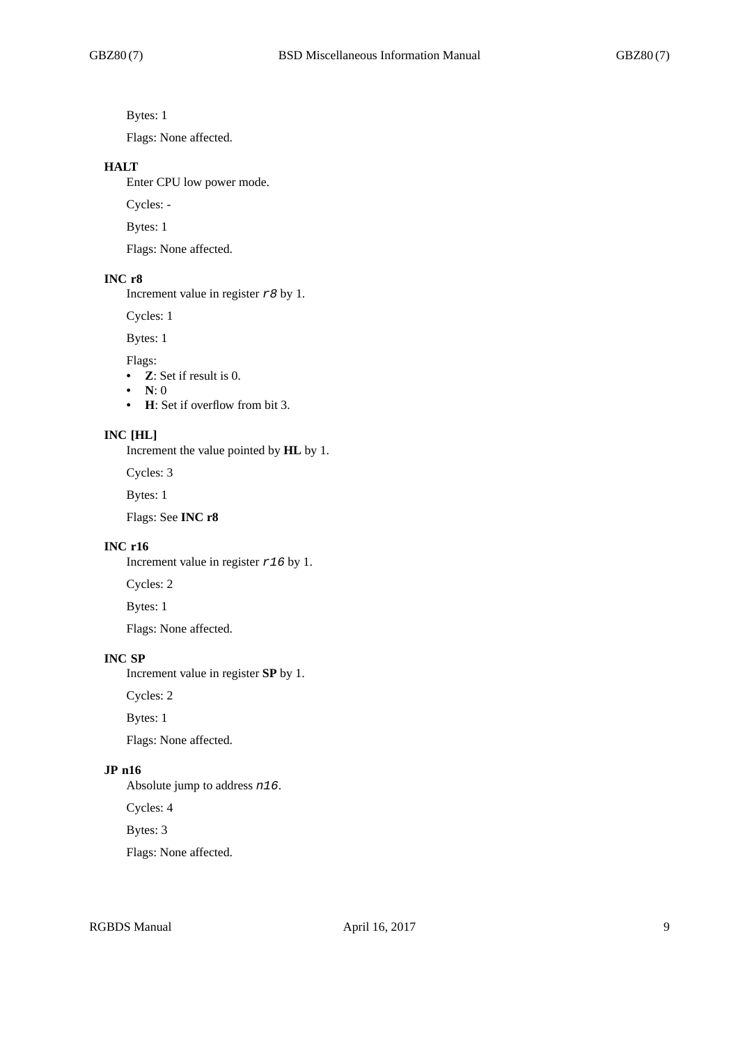Bytes: 1

Flags: None affected.

### HALT

Enter CPU low power mode.

Cycles: -

Bytes: 1

Flags: None affected.

### INC r8

Increment value in register `r8` by 1.

Cycles: 1

Bytes: 1

Flags:

- **Z**: Set if result is 0.
- **N**: 0
- **H**: Set if overflow from bit 3.

### INC [HL]

Increment the value pointed by **HL** by 1.

Cycles: 3

Bytes: 1

Flags: See **INC r8**

### INC r16

Increment value in register `r16` by 1.

Cycles: 2

Bytes: 1

Flags: None affected.

### INC SP

Increment value in register **SP** by 1.

Cycles: 2

Bytes: 1

Flags: None affected.

### JP n16

Absolute jump to address `n16`.

Cycles: 4

Bytes: 3

Flags: None affected.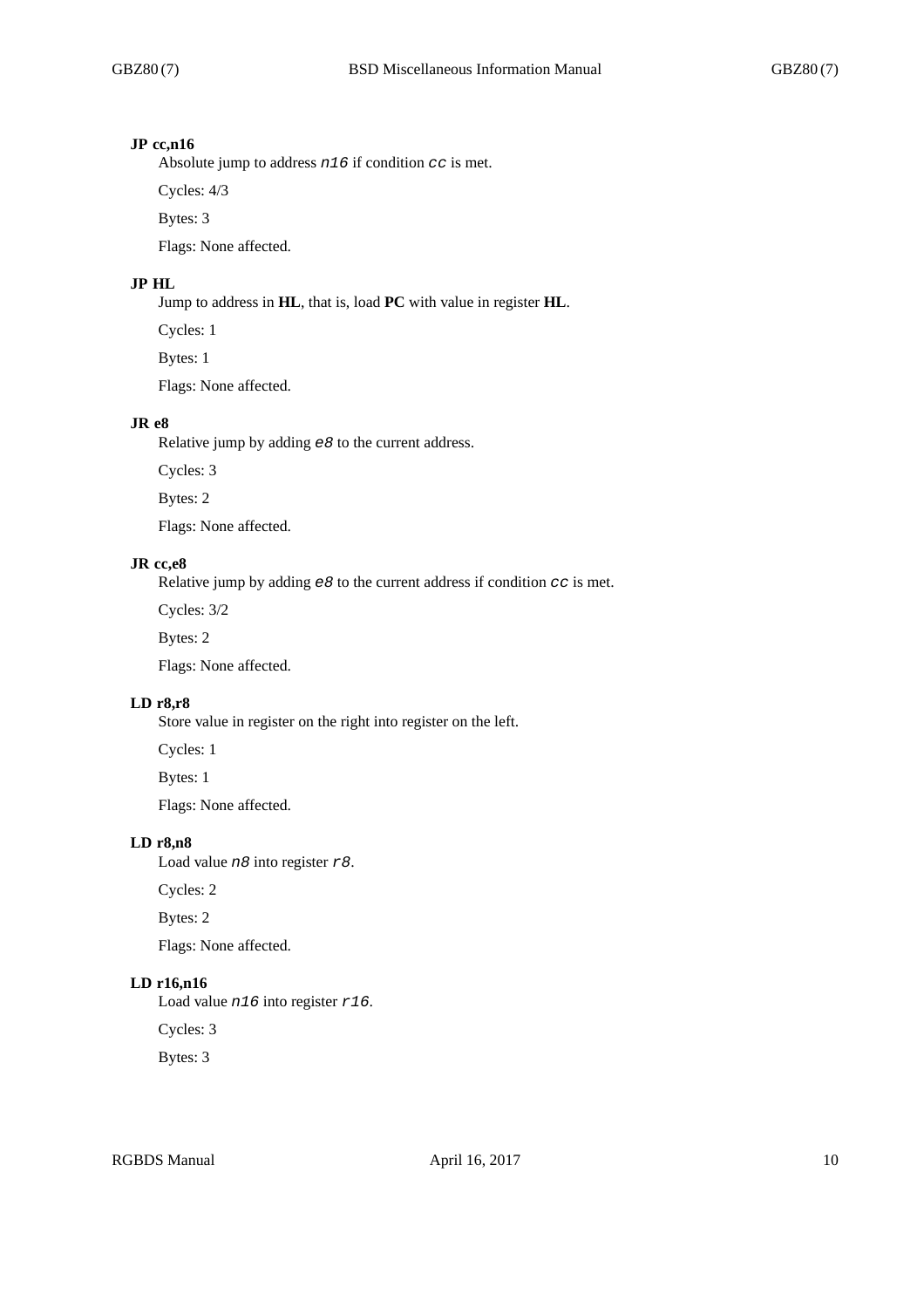**JP cc,n16**

Absolute jump to address `n16` if condition `cc` is met.

Cycles: 4/3

Bytes: 3

Flags: None affected.

**JP HL**

Jump to address in **HL**, that is, load **PC** with value in register **HL**.

Cycles: 1

Bytes: 1

Flags: None affected.

**JR e8**

Relative jump by adding `e8` to the current address.

Cycles: 3

Bytes: 2

Flags: None affected.

**JR cc,e8**

Relative jump by adding `e8` to the current address if condition `cc` is met.

Cycles: 3/2

Bytes: 2

Flags: None affected.

**LD r8,r8**

Store value in register on the right into register on the left.

Cycles: 1

Bytes: 1

Flags: None affected.

**LD r8,n8**

Load value `n8` into register `r8`.

Cycles: 2

Bytes: 2

Flags: None affected.

**LD r16,n16**

Load value `n16` into register `r16`.

Cycles: 3

Bytes: 3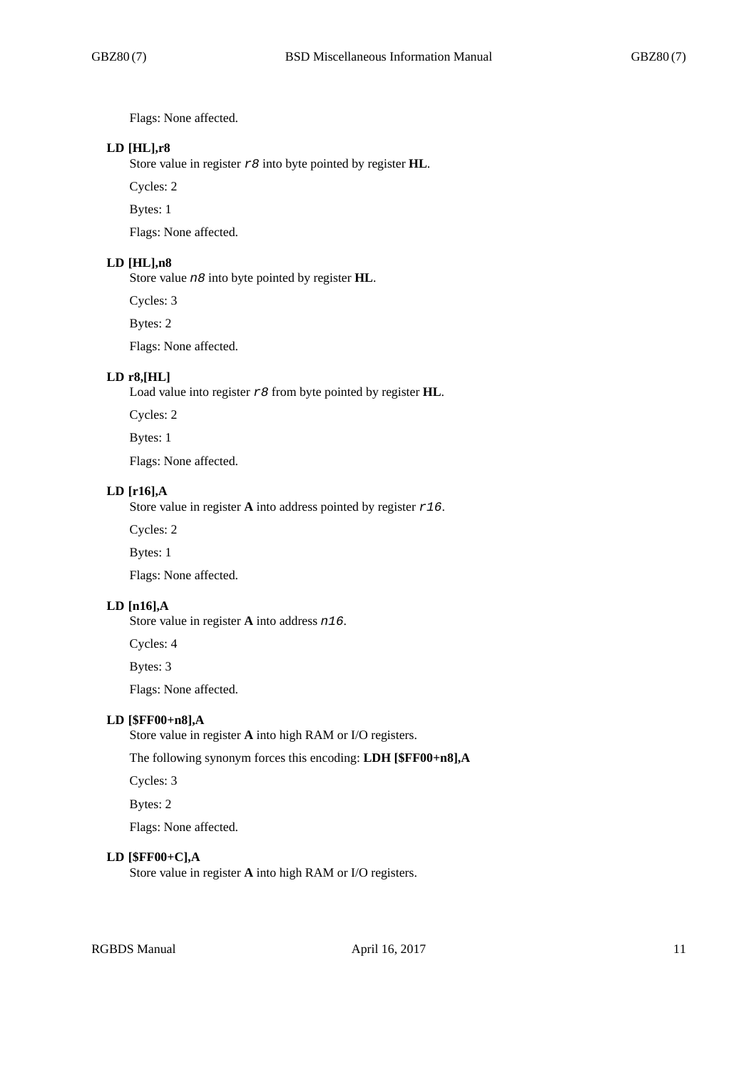Flags: None affected.

**LD [HL],r8**

Store value in register *r8* into byte pointed by register **HL**.

Cycles: 2

Bytes: 1

Flags: None affected.

**LD [HL],n8**

Store value *n8* into byte pointed by register **HL**.

Cycles: 3

Bytes: 2

Flags: None affected.

**LD r8,[HL]**

Load value into register *r8* from byte pointed by register **HL**.

Cycles: 2

Bytes: 1

Flags: None affected.

**LD [r16],A**

Store value in register **A** into address pointed by register *r16*.

Cycles: 2

Bytes: 1

Flags: None affected.

**LD [n16],A**

Store value in register **A** into address *n16*.

Cycles: 4

Bytes: 3

Flags: None affected.

**LD [$FF00+n8],A**

Store value in register **A** into high RAM or I/O registers.

The following synonym forces this encoding: **LDH [$FF00+n8],A**

Cycles: 3

Bytes: 2

Flags: None affected.

**LD [$FF00+C],A**

Store value in register **A** into high RAM or I/O registers.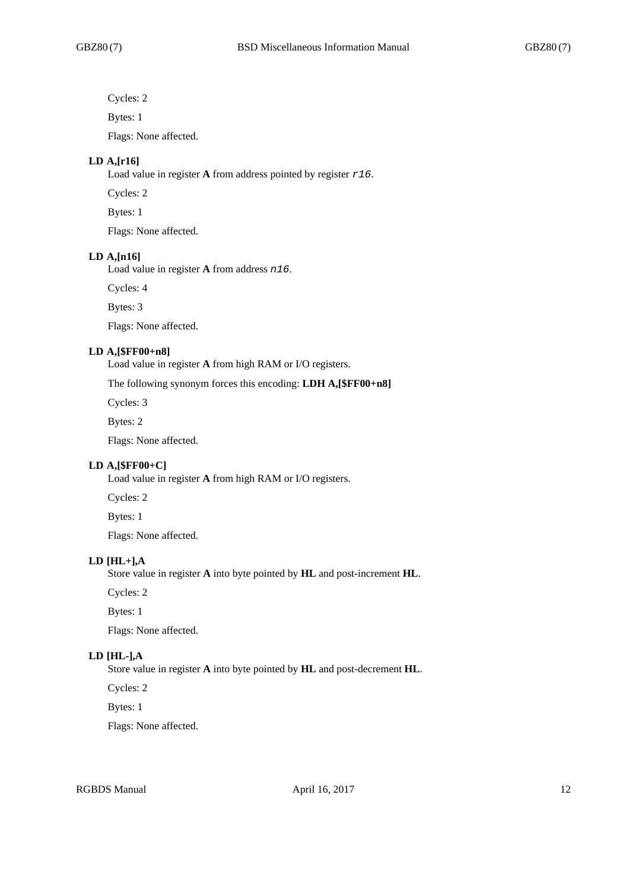Cycles: 2

Bytes: 1

Flags: None affected.

**LD A,[r16]**

Load value in register **A** from address pointed by register *r16*.

Cycles: 2

Bytes: 1

Flags: None affected.

**LD A,[n16]**

Load value in register **A** from address *n16*.

Cycles: 4

Bytes: 3

Flags: None affected.

**LD A,[$FF00+n8]**

Load value in register **A** from high RAM or I/O registers.

The following synonym forces this encoding: **LDH A,[$FF00+n8]**

Cycles: 3

Bytes: 2

Flags: None affected.

**LD A,[$FF00+C]**

Load value in register **A** from high RAM or I/O registers.

Cycles: 2

Bytes: 1

Flags: None affected.

**LD [HL+],A**

Store value in register **A** into byte pointed by **HL** and post-increment **HL**.

Cycles: 2

Bytes: 1

Flags: None affected.

**LD [HL-],A**

Store value in register **A** into byte pointed by **HL** and post-decrement **HL**.

Cycles: 2

Bytes: 1

Flags: None affected.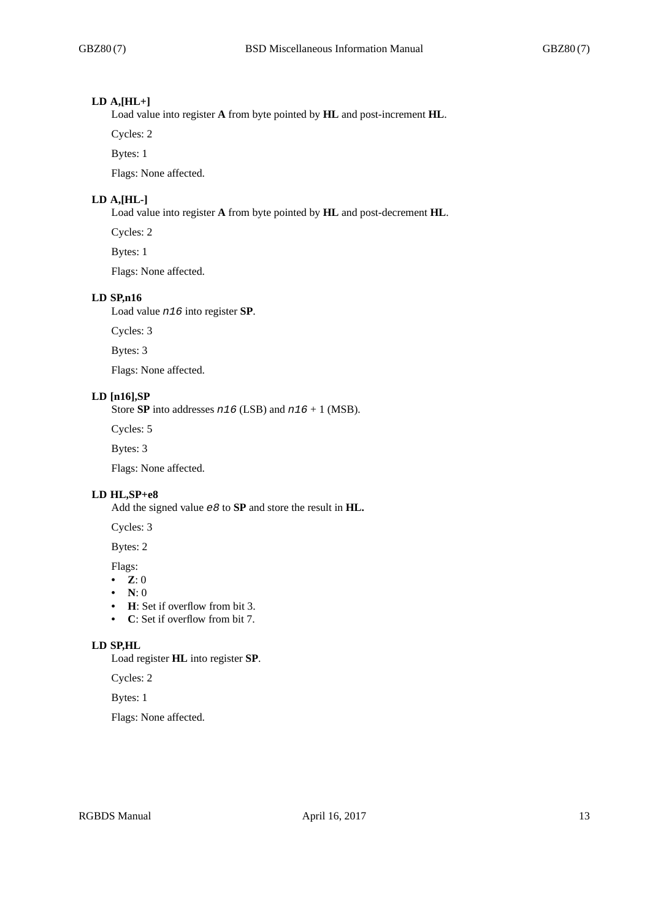**LD A,[HL+]**

Load value into register **A** from byte pointed by **HL** and post-increment **HL**.

Cycles: 2

Bytes: 1

Flags: None affected.

**LD A,[HL-]**

Load value into register **A** from byte pointed by **HL** and post-decrement **HL**.

Cycles: 2

Bytes: 1

Flags: None affected.

**LD SP,n16**

Load value *n16* into register **SP**.

Cycles: 3

Bytes: 3

Flags: None affected.

**LD [n16],SP**

Store **SP** into addresses *n16* (LSB) and *n16* + 1 (MSB).

Cycles: 5

Bytes: 3

Flags: None affected.

**LD HL,SP+e8**

Add the signed value *e8* to **SP** and store the result in **HL.**

Cycles: 3

Bytes: 2

Flags:

- **Z**: 0
- **N**: 0
- **H**: Set if overflow from bit 3.
- **C**: Set if overflow from bit 7.

**LD SP,HL**

Load register **HL** into register **SP**.

Cycles: 2

Bytes: 1

Flags: None affected.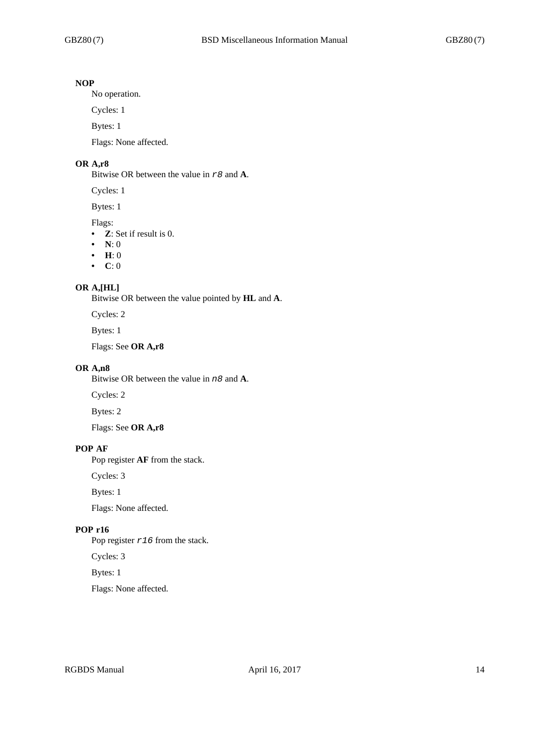**NOP**

No operation.

Cycles: 1

Bytes: 1

Flags: None affected.

**OR A,r8**

Bitwise OR between the value in *r8* and **A**.

Cycles: 1

Bytes: 1

Flags:

- **Z**: Set if result is 0.
- **N**: 0
- **H**: 0
- **C**: 0

**OR A,[HL]**

Bitwise OR between the value pointed by **HL** and **A**.

Cycles: 2

Bytes: 1

Flags: See **OR A,r8**

**OR A,n8**

Bitwise OR between the value in *n8* and **A**.

Cycles: 2

Bytes: 2

Flags: See **OR A,r8**

**POP AF**

Pop register **AF** from the stack.

Cycles: 3

Bytes: 1

Flags: None affected.

**POP r16**

Pop register *r16* from the stack.

Cycles: 3

Bytes: 1

Flags: None affected.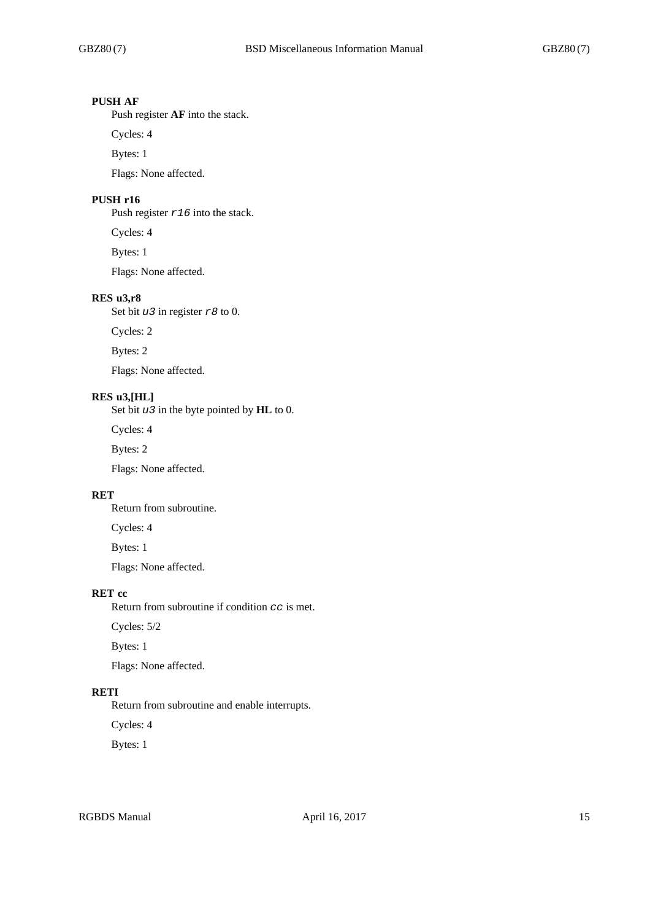**PUSH AF**

Push register **AF** into the stack.

Cycles: 4

Bytes: 1

Flags: None affected.

**PUSH r16**

Push register `r16` into the stack.

Cycles: 4

Bytes: 1

Flags: None affected.

**RES u3,r8**

Set bit `u3` in register `r8` to 0.

Cycles: 2

Bytes: 2

Flags: None affected.

**RES u3,[HL]**

Set bit `u3` in the byte pointed by **HL** to 0.

Cycles: 4

Bytes: 2

Flags: None affected.

**RET**

Return from subroutine.

Cycles: 4

Bytes: 1

Flags: None affected.

**RET cc**

Return from subroutine if condition `cc` is met.

Cycles: 5/2

Bytes: 1

Flags: None affected.

**RETI**

Return from subroutine and enable interrupts.

Cycles: 4

Bytes: 1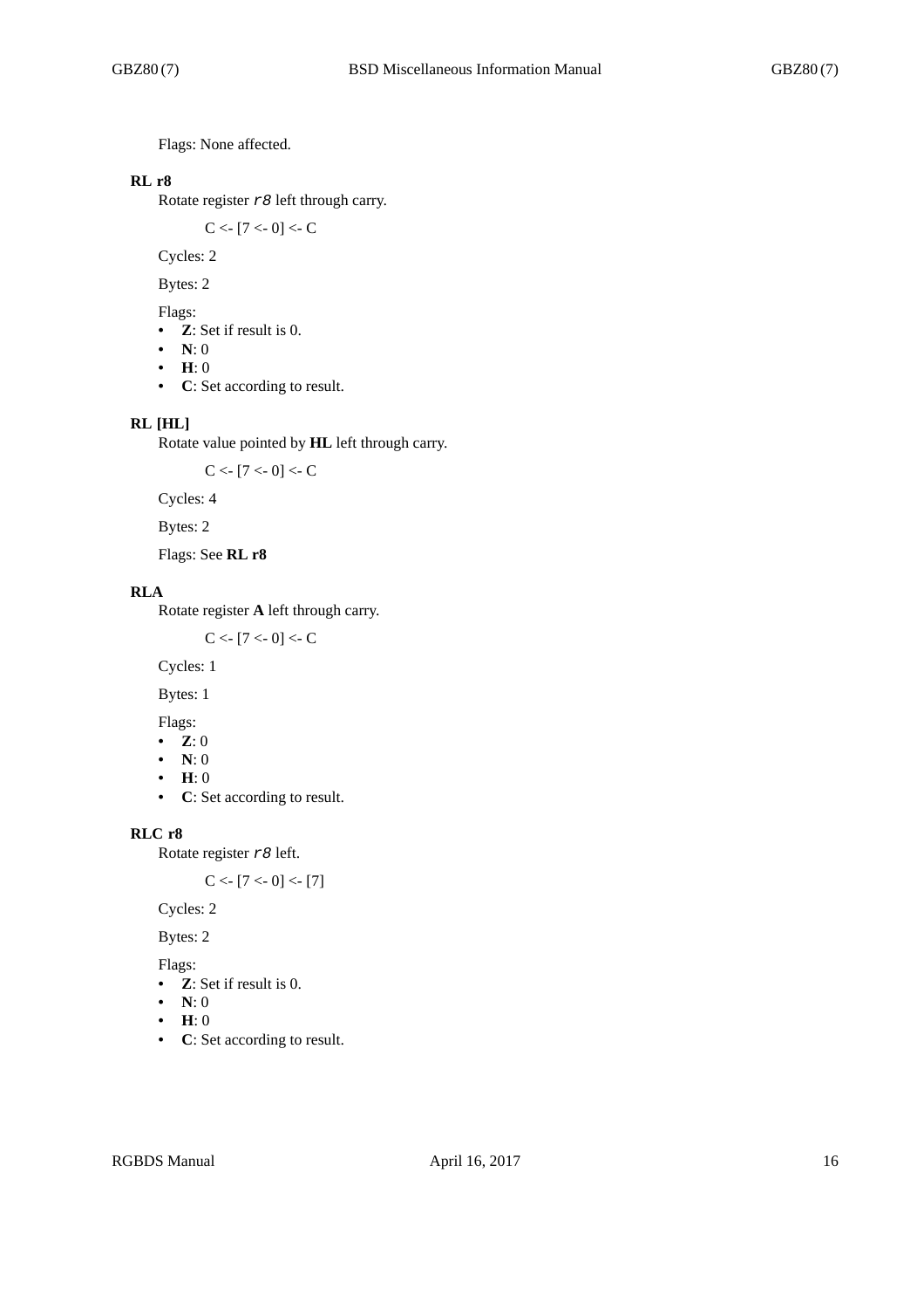Flags: None affected.

**RL r8**

Rotate register *r8* left through carry.

C <- [7 <- 0] <- C

Cycles: 2

Bytes: 2

Flags:

- **Z**: Set if result is 0.
- **N**: 0
- **H**: 0
- **C**: Set according to result.

**RL [HL]**

Rotate value pointed by **HL** left through carry.

C <- [7 <- 0] <- C

Cycles: 4

Bytes: 2

Flags: See **RL r8**

**RLA**

Rotate register **A** left through carry.

C <- [7 <- 0] <- C

Cycles: 1

Bytes: 1

Flags:

- **Z**: 0
- **N**: 0
- **H**: 0
- **C**: Set according to result.

**RLC r8**

Rotate register *r8* left.

C <- [7 <- 0] <- [7]

Cycles: 2

Bytes: 2

Flags:

- **Z**: Set if result is 0.
- **N**: 0
- **H**: 0
- **C**: Set according to result.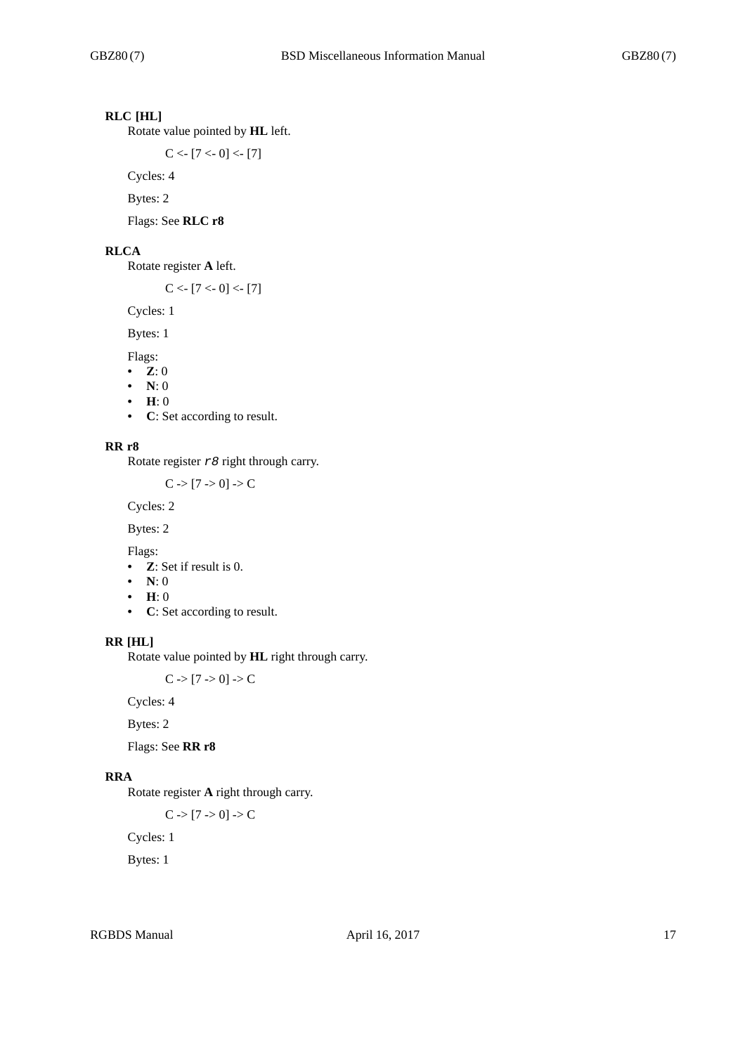**RLC [HL]**

Rotate value pointed by **HL** left.

C <- [7 <- 0] <- [7]

Cycles: 4

Bytes: 2

Flags: See **RLC r8**

**RLCA**

Rotate register **A** left.

C <- [7 <- 0] <- [7]

Cycles: 1

Bytes: 1

Flags:

- **Z**: 0
- **N**: 0
- **H**: 0
- **C**: Set according to result.

**RR r8**

Rotate register *r8* right through carry.

C -> [7 -> 0] -> C

Cycles: 2

Bytes: 2

Flags:

- **Z**: Set if result is 0.
- **N**: 0
- **H**: 0
- **C**: Set according to result.

**RR [HL]**

Rotate value pointed by **HL** right through carry.

C -> [7 -> 0] -> C

Cycles: 4

Bytes: 2

Flags: See **RR r8**

**RRA**

Rotate register **A** right through carry.

C -> [7 -> 0] -> C

Cycles: 1

Bytes: 1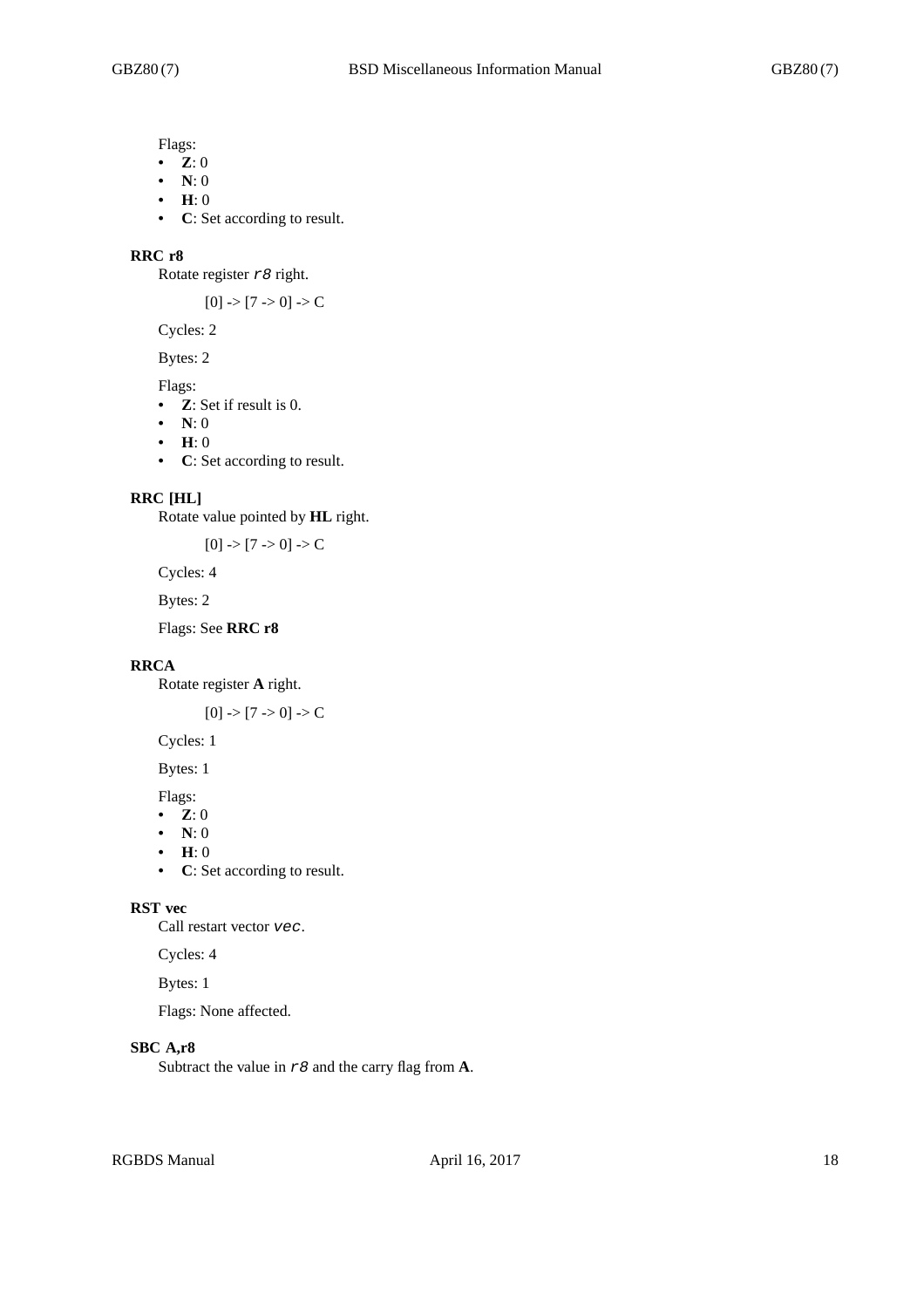Flags:

- **Z**: 0
- **N**: 0
- **H**: 0
- **C**: Set according to result.

### RRC r8

Rotate register *r8* right.

[0] -> [7 -> 0] -> C

Cycles: 2

Bytes: 2

Flags:

- **Z**: Set if result is 0.
- **N**: 0
- **H**: 0
- **C**: Set according to result.

### RRC [HL]

Rotate value pointed by **HL** right.

[0] -> [7 -> 0] -> C

Cycles: 4

Bytes: 2

Flags: See **RRC r8**

### RRCA

Rotate register **A** right.

[0] -> [7 -> 0] -> C

Cycles: 1

Bytes: 1

Flags:

- **Z**: 0
- **N**: 0
- **H**: 0
- **C**: Set according to result.

### RST vec

Call restart vector *vec*.

Cycles: 4

Bytes: 1

Flags: None affected.

### SBC A,r8

Subtract the value in *r8* and the carry flag from **A**.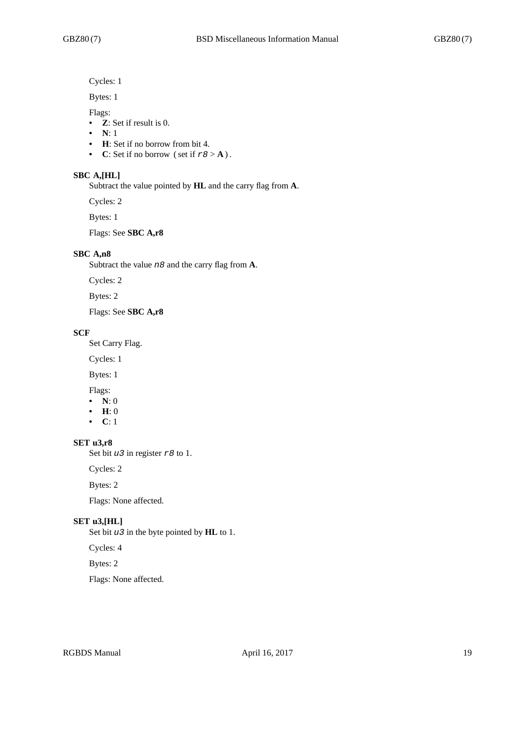Cycles: 1

Bytes: 1

Flags:

- **Z**: Set if result is 0.
- **N**: 1
- **H**: Set if no borrow from bit 4.
- **C**: Set if no borrow (set if *r8* > **A**).

### SBC A,[HL]

Subtract the value pointed by **HL** and the carry flag from **A**.

Cycles: 2

Bytes: 1

Flags: See **SBC A,r8**

### SBC A,n8

Subtract the value *n8* and the carry flag from **A**.

Cycles: 2

Bytes: 2

Flags: See **SBC A,r8**

### SCF

Set Carry Flag.

Cycles: 1

Bytes: 1

Flags:

- **N**: 0
- **H**: 0
- **C**: 1

### SET u3,r8

Set bit *u3* in register *r8* to 1.

Cycles: 2

Bytes: 2

Flags: None affected.

### SET u3,[HL]

Set bit *u3* in the byte pointed by **HL** to 1.

Cycles: 4

Bytes: 2

Flags: None affected.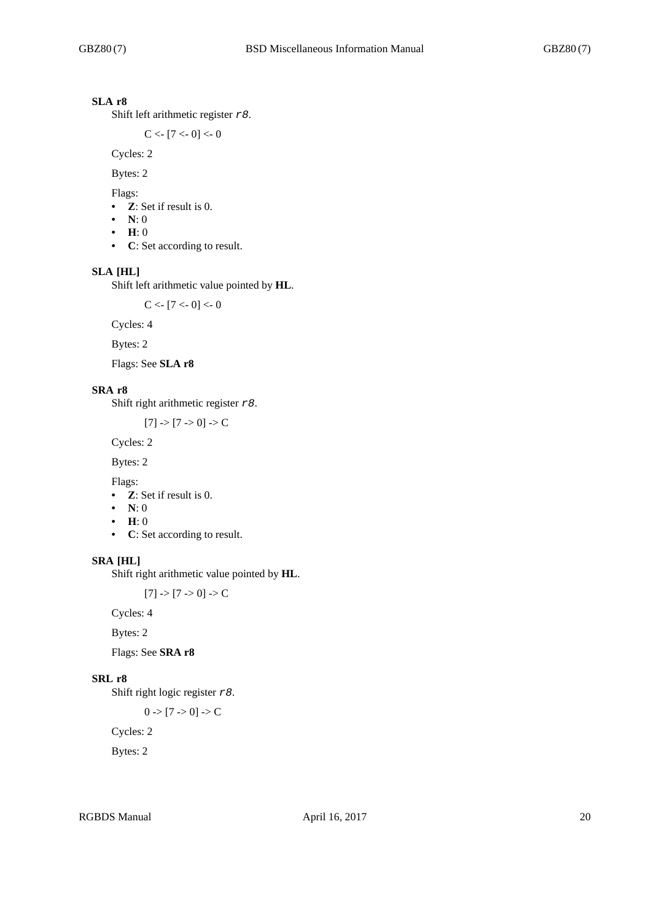### SLA r8

Shift left arithmetic register *r8*.

C <- [7 <- 0] <- 0

Cycles: 2

Bytes: 2

Flags:

- **Z**: Set if result is 0.
- **N**: 0
- **H**: 0
- **C**: Set according to result.

### SLA [HL]

Shift left arithmetic value pointed by **HL**.

C <- [7 <- 0] <- 0

Cycles: 4

Bytes: 2

Flags: See **SLA r8**

### SRA r8

Shift right arithmetic register *r8*.

[7] -> [7 -> 0] -> C

Cycles: 2

Bytes: 2

Flags:

- **Z**: Set if result is 0.
- **N**: 0
- **H**: 0
- **C**: Set according to result.

### SRA [HL]

Shift right arithmetic value pointed by **HL**.

[7] -> [7 -> 0] -> C

Cycles: 4

Bytes: 2

Flags: See **SRA r8**

### SRL r8

Shift right logic register *r8*.

0 -> [7 -> 0] -> C

Cycles: 2

Bytes: 2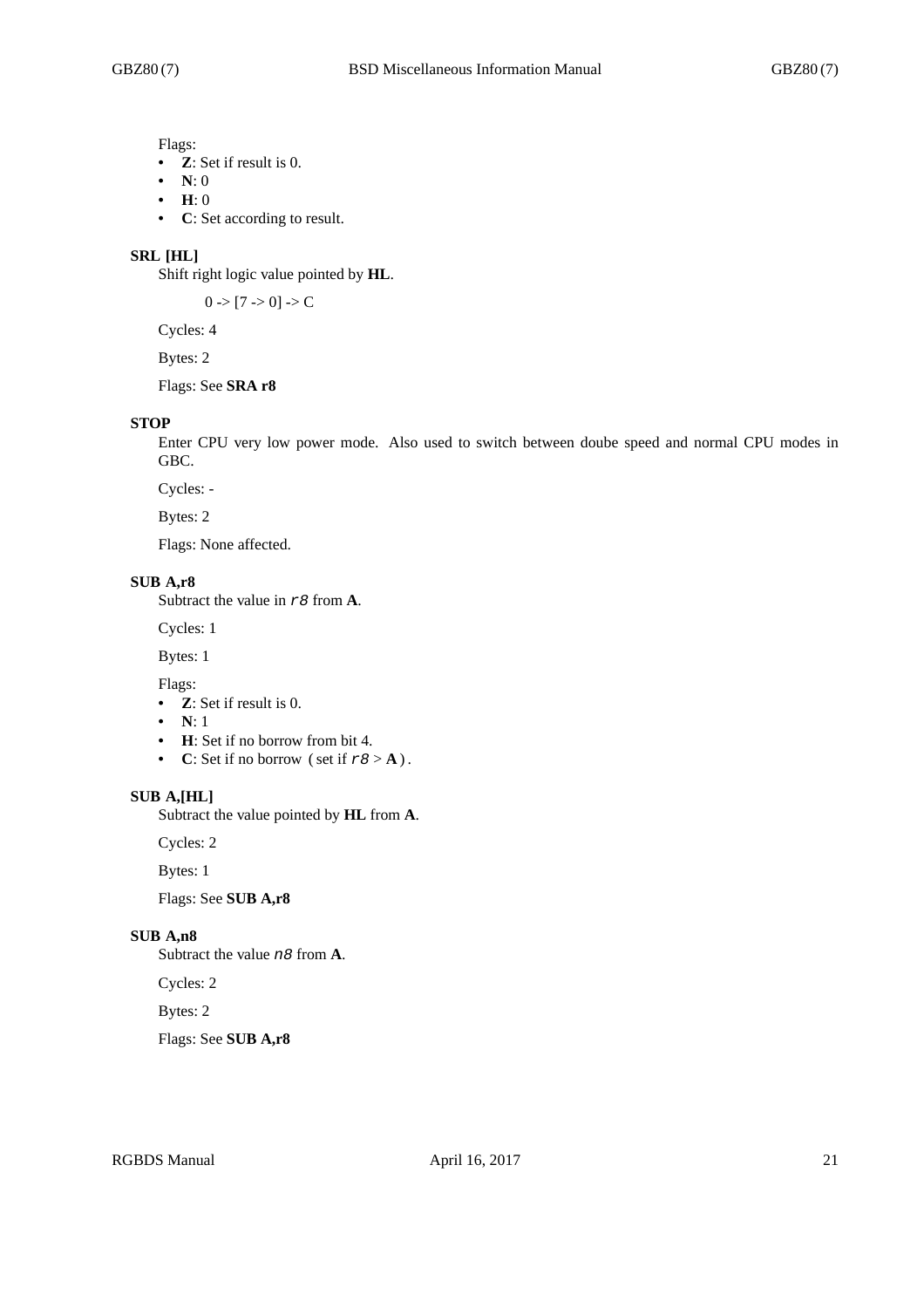Flags:

- **Z**: Set if result is 0.
- **N**: 0
- **H**: 0
- **C**: Set according to result.

**SRL [HL]**

Shift right logic value pointed by **HL**.

> 0 -> [7 -> 0] -> C

Cycles: 4

Bytes: 2

Flags: See **SRA r8**

**STOP**

Enter CPU very low power mode. Also used to switch between doube speed and normal CPU modes in GBC.

Cycles: -

Bytes: 2

Flags: None affected.

**SUB A,r8**

Subtract the value in *r8* from **A**.

Cycles: 1

Bytes: 1

Flags:

- **Z**: Set if result is 0.
- **N**: 1
- **H**: Set if no borrow from bit 4.
- **C**: Set if no borrow ( set if *r8* > **A** ) .

**SUB A,[HL]**

Subtract the value pointed by **HL** from **A**.

Cycles: 2

Bytes: 1

Flags: See **SUB A,r8**

**SUB A,n8**

Subtract the value *n8* from **A**.

Cycles: 2

Bytes: 2

Flags: See **SUB A,r8**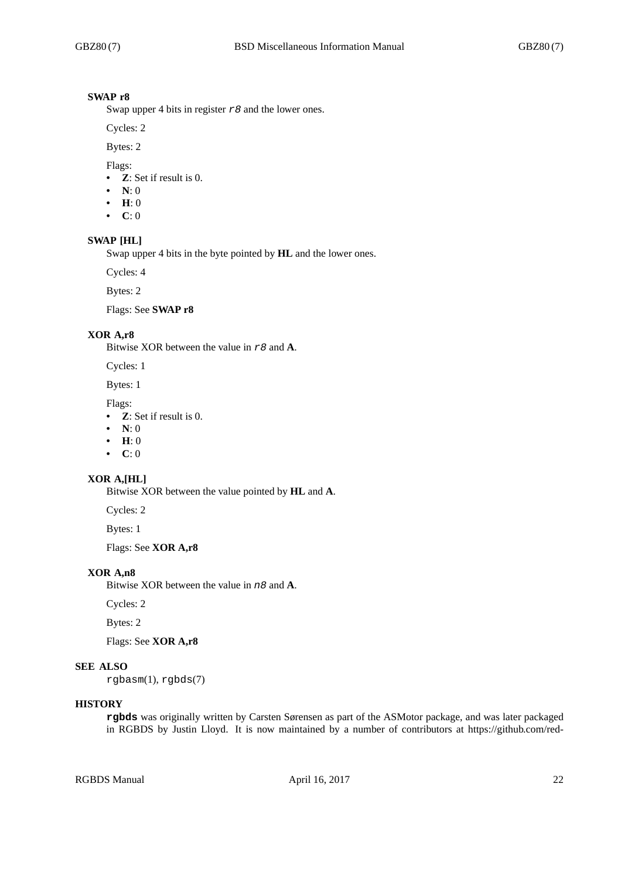### SWAP r8

Swap upper 4 bits in register *r8* and the lower ones.

Cycles: 2

Bytes: 2

Flags:

- **Z**: Set if result is 0.
- **N**: 0
- **H**: 0
- **C**: 0

### SWAP [HL]

Swap upper 4 bits in the byte pointed by **HL** and the lower ones.

Cycles: 4

Bytes: 2

Flags: See **SWAP r8**

### XOR A,r8

Bitwise XOR between the value in *r8* and **A**.

Cycles: 1

Bytes: 1

Flags:

- **Z**: Set if result is 0.
- **N**: 0
- **H**: 0
- **C**: 0

### XOR A,[HL]

Bitwise XOR between the value pointed by **HL** and **A**.

Cycles: 2

Bytes: 1

Flags: See **XOR A,r8**

### XOR A,n8

Bitwise XOR between the value in *n8* and **A**.

Cycles: 2

Bytes: 2

Flags: See **XOR A,r8**

## SEE ALSO

rgbasm(1), rgbds(7)

## HISTORY

**rgbds** was originally written by Carsten Sørensen as part of the ASMotor package, and was later packaged in RGBDS by Justin Lloyd. It is now maintained by a number of contributors at https://github.com/red-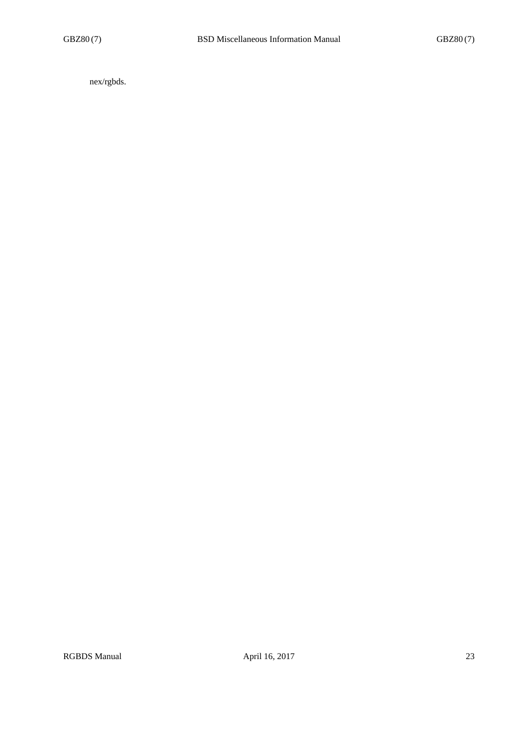nex/rgbds.